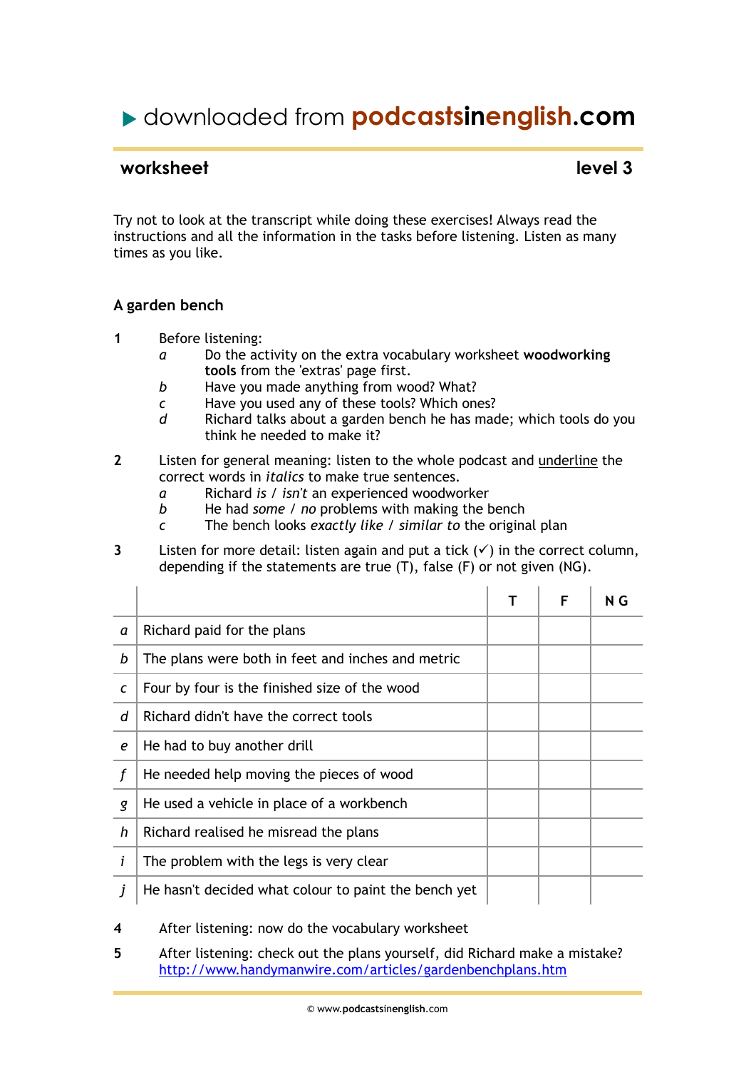# ▶ downloaded from podcastsinenglish.com

## worksheet — level 3

Try not to look at the transcript while doing these exercises! Always read the instructions and all the information in the tasks before listening. Listen as many times as you like.

### A garden bench

**1** Before listening:

- *a* Do the activity on the extra vocabulary worksheet **woodworking tools** from the 'extras' page first.
- *b* Have you made anything from wood? What?
- *c* Have you used any of these tools? Which ones?
- *d* Richard talks about a garden bench he has made; which tools do you think he needed to make it?

**2** Listen for general meaning: listen to the whole podcast and underline the correct words in *italics* to make true sentences.

- *a* Richard *is / isn't* an experienced woodworker
- *b* He had *some / no* problems with making the bench
- *c* The bench looks *exactly like / similar to* the original plan

**3** Listen for more detail: listen again and put a tick (✓) in the correct column, depending if the statements are true (T), false (F) or not given (NG).

| | | T | F | NG |
|---|---|---|---|---|
| *a* | Richard paid for the plans | | | |
| *b* | The plans were both in feet and inches and metric | | | |
| *c* | Four by four is the finished size of the wood | | | |
| *d* | Richard didn't have the correct tools | | | |
| *e* | He had to buy another drill | | | |
| *f* | He needed help moving the pieces of wood | | | |
| *g* | He used a vehicle in place of a workbench | | | |
| *h* | Richard realised he misread the plans | | | |
| *i* | The problem with the legs is very clear | | | |
| *j* | He hasn't decided what colour to paint the bench yet | | | |

**4** After listening: now do the vocabulary worksheet

**5** After listening: check out the plans yourself, did Richard make a mistake?
http://www.handymanwire.com/articles/gardenbenchplans.htm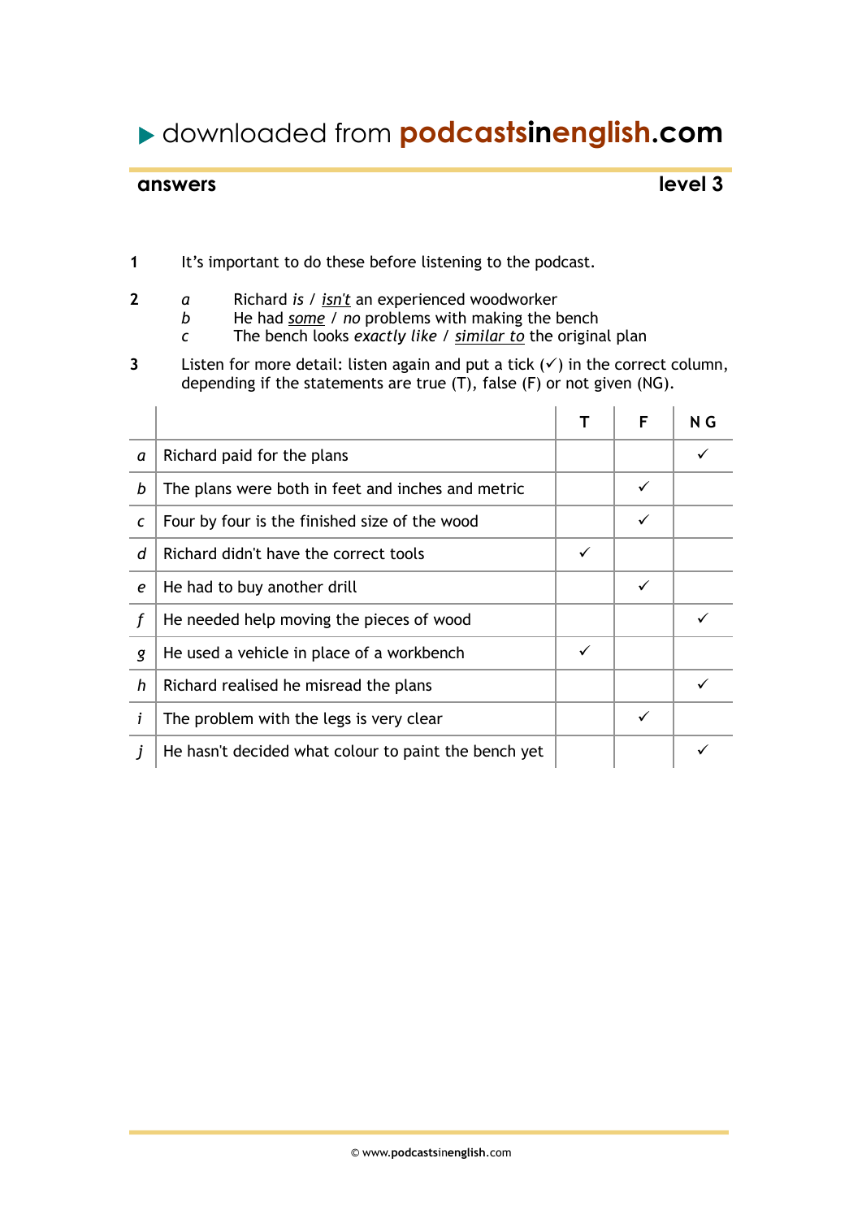▶ downloaded from **podcastsinenglish.com**

## answers — level 3

**1** It's important to do these before listening to the podcast.

**2**
*a* Richard *is* / *isn't* an experienced woodworker
*b* He had *some* / *no* problems with making the bench
*c* The bench looks *exactly like* / *similar to* the original plan

**3** Listen for more detail: listen again and put a tick (✓) in the correct column, depending if the statements are true (T), false (F) or not given (NG).

| | | T | F | N G |
|---|---|---|---|---|
| *a* | Richard paid for the plans | | | ✓ |
| *b* | The plans were both in feet and inches and metric | | ✓ | |
| *c* | Four by four is the finished size of the wood | | ✓ | |
| *d* | Richard didn't have the correct tools | ✓ | | |
| *e* | He had to buy another drill | | ✓ | |
| *f* | He needed help moving the pieces of wood | | | ✓ |
| *g* | He used a vehicle in place of a workbench | ✓ | | |
| *h* | Richard realised he misread the plans | | | ✓ |
| *i* | The problem with the legs is very clear | | ✓ | |
| *j* | He hasn't decided what colour to paint the bench yet | | | ✓ |